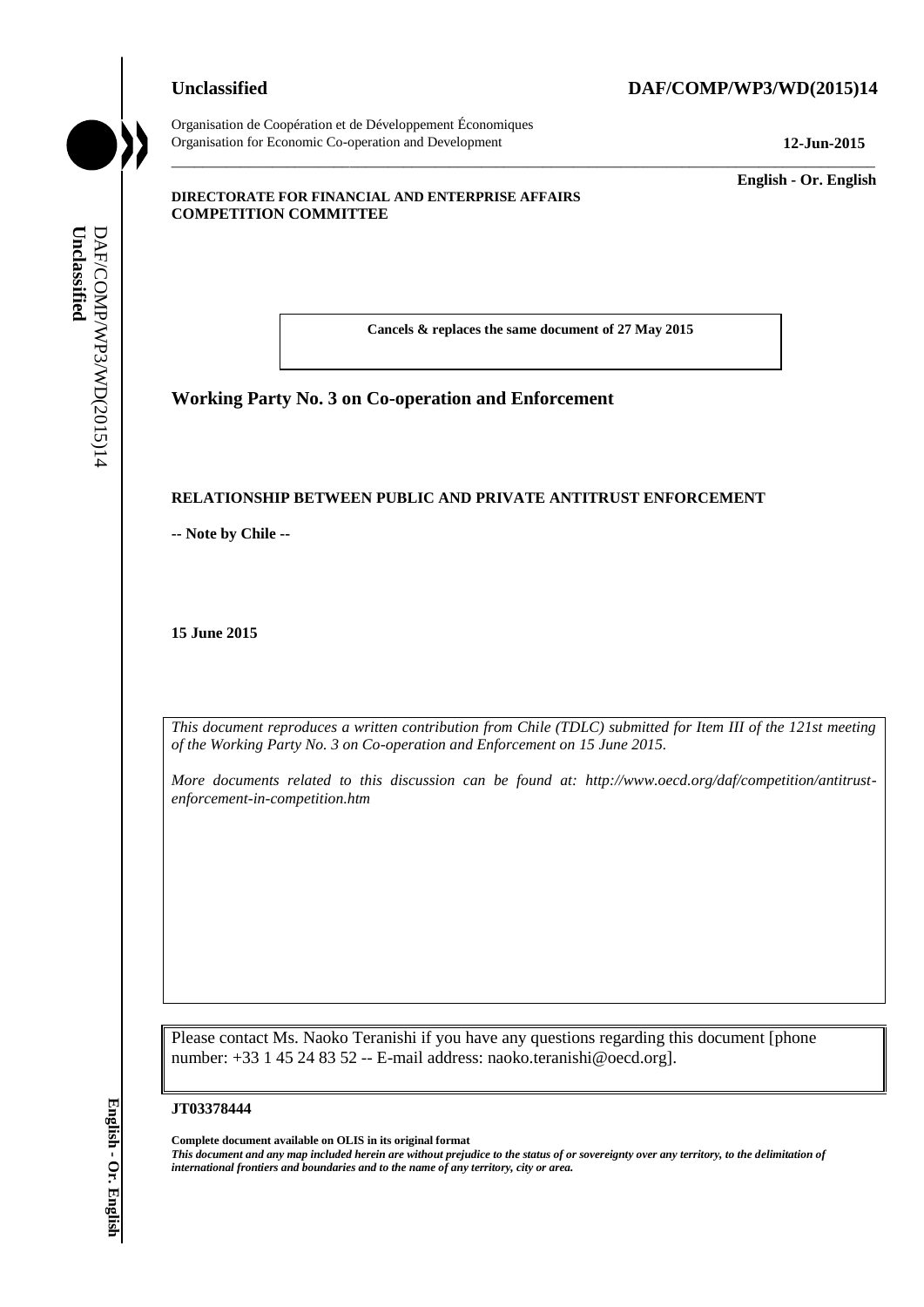**Unclassified** **DAF/COMP/WP3/WD(2015)14**

Organisation de Coopération et de Développement Économiques
Organisation for Economic Co-operation and Development **12-Jun-2015**

**English - Or. English**

**DIRECTORATE FOR FINANCIAL AND ENTERPRISE AFFAIRS**
**COMPETITION COMMITTEE**

**Cancels & replaces the same document of 27 May 2015**

## Working Party No. 3 on Co-operation and Enforcement

**RELATIONSHIP BETWEEN PUBLIC AND PRIVATE ANTITRUST ENFORCEMENT**

**-- Note by Chile --**

**15 June 2015**

*This document reproduces a written contribution from Chile (TDLC) submitted for Item III of the 121st meeting of the Working Party No. 3 on Co-operation and Enforcement on 15 June 2015.*

*More documents related to this discussion can be found at: http://www.oecd.org/daf/competition/antitrust-enforcement-in-competition.htm*

Please contact Ms. Naoko Teranishi if you have any questions regarding this document [phone number: +33 1 45 24 83 52 -- E-mail address: naoko.teranishi@oecd.org].

**JT03378444**

**Complete document available on OLIS in its original format**
***This document and any map included herein are without prejudice to the status of or sovereignty over any territory, to the delimitation of international frontiers and boundaries and to the name of any territory, city or area.***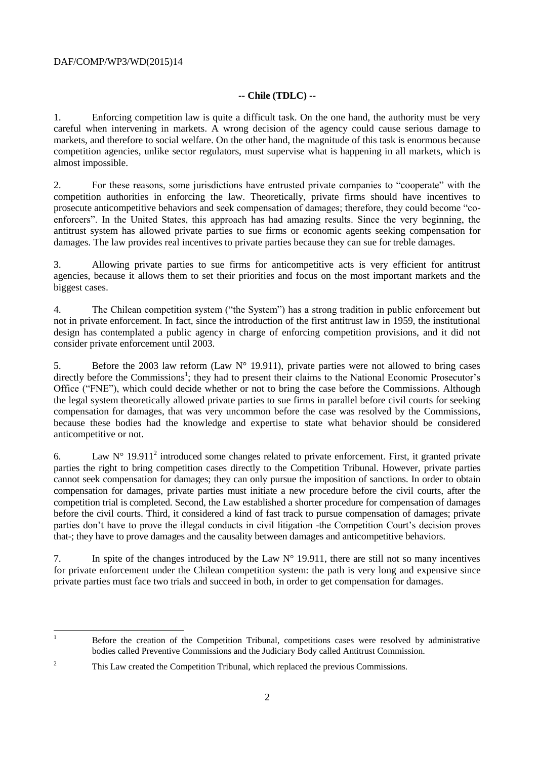## -- Chile (TDLC) --

1. Enforcing competition law is quite a difficult task. On the one hand, the authority must be very careful when intervening in markets. A wrong decision of the agency could cause serious damage to markets, and therefore to social welfare. On the other hand, the magnitude of this task is enormous because competition agencies, unlike sector regulators, must supervise what is happening in all markets, which is almost impossible.

2. For these reasons, some jurisdictions have entrusted private companies to "cooperate" with the competition authorities in enforcing the law. Theoretically, private firms should have incentives to prosecute anticompetitive behaviors and seek compensation of damages; therefore, they could become "co-enforcers". In the United States, this approach has had amazing results. Since the very beginning, the antitrust system has allowed private parties to sue firms or economic agents seeking compensation for damages. The law provides real incentives to private parties because they can sue for treble damages.

3. Allowing private parties to sue firms for anticompetitive acts is very efficient for antitrust agencies, because it allows them to set their priorities and focus on the most important markets and the biggest cases.

4. The Chilean competition system ("the System") has a strong tradition in public enforcement but not in private enforcement. In fact, since the introduction of the first antitrust law in 1959, the institutional design has contemplated a public agency in charge of enforcing competition provisions, and it did not consider private enforcement until 2003.

5. Before the 2003 law reform (Law N° 19.911), private parties were not allowed to bring cases directly before the Commissions[1]; they had to present their claims to the National Economic Prosecutor's Office ("FNE"), which could decide whether or not to bring the case before the Commissions. Although the legal system theoretically allowed private parties to sue firms in parallel before civil courts for seeking compensation for damages, that was very uncommon before the case was resolved by the Commissions, because these bodies had the knowledge and expertise to state what behavior should be considered anticompetitive or not.

6. Law N° 19.911[2] introduced some changes related to private enforcement. First, it granted private parties the right to bring competition cases directly to the Competition Tribunal. However, private parties cannot seek compensation for damages; they can only pursue the imposition of sanctions. In order to obtain compensation for damages, private parties must initiate a new procedure before the civil courts, after the competition trial is completed. Second, the Law established a shorter procedure for compensation of damages before the civil courts. Third, it considered a kind of fast track to pursue compensation of damages; private parties don't have to prove the illegal conducts in civil litigation -the Competition Court's decision proves that-; they have to prove damages and the causality between damages and anticompetitive behaviors.

7. In spite of the changes introduced by the Law N° 19.911, there are still not so many incentives for private enforcement under the Chilean competition system: the path is very long and expensive since private parties must face two trials and succeed in both, in order to get compensation for damages.

---

[1] Before the creation of the Competition Tribunal, competitions cases were resolved by administrative bodies called Preventive Commissions and the Judiciary Body called Antitrust Commission.

[2] This Law created the Competition Tribunal, which replaced the previous Commissions.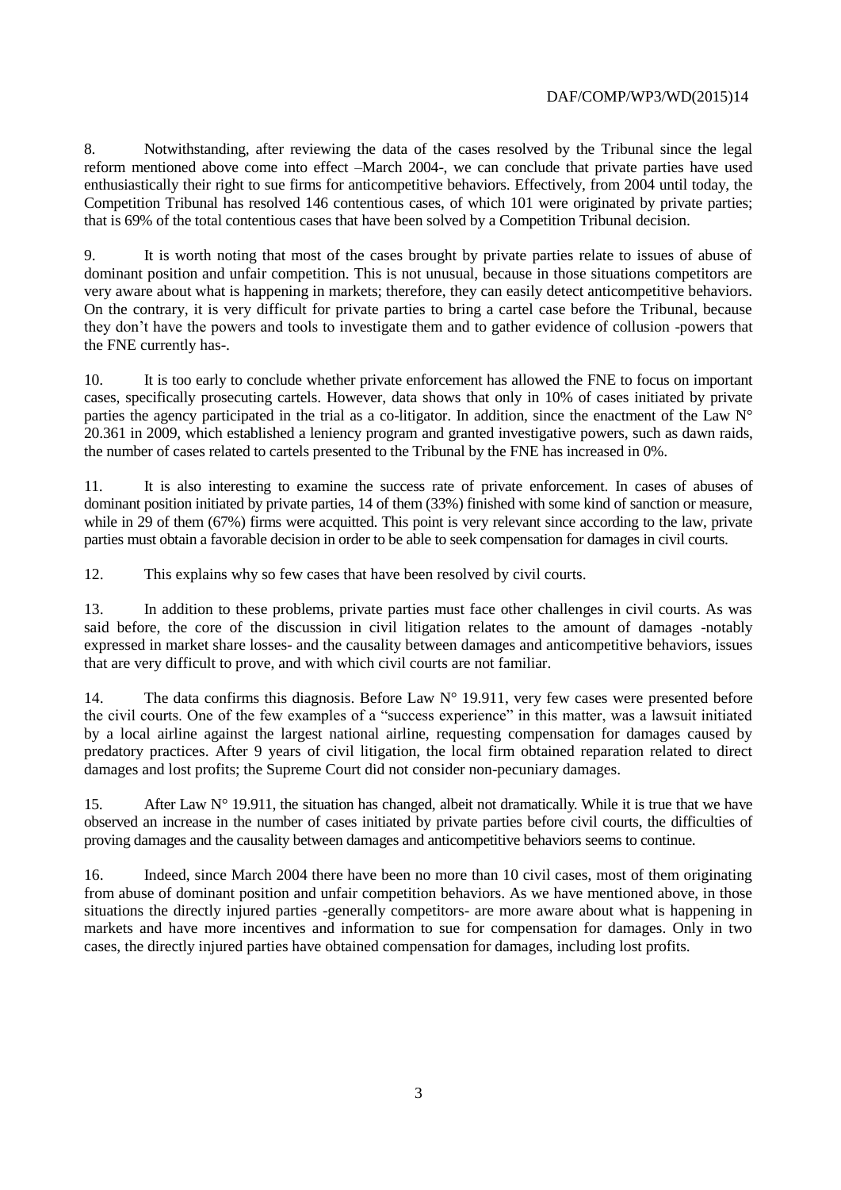8. Notwithstanding, after reviewing the data of the cases resolved by the Tribunal since the legal reform mentioned above come into effect –March 2004-, we can conclude that private parties have used enthusiastically their right to sue firms for anticompetitive behaviors. Effectively, from 2004 until today, the Competition Tribunal has resolved 146 contentious cases, of which 101 were originated by private parties; that is 69% of the total contentious cases that have been solved by a Competition Tribunal decision.

9. It is worth noting that most of the cases brought by private parties relate to issues of abuse of dominant position and unfair competition. This is not unusual, because in those situations competitors are very aware about what is happening in markets; therefore, they can easily detect anticompetitive behaviors. On the contrary, it is very difficult for private parties to bring a cartel case before the Tribunal, because they don't have the powers and tools to investigate them and to gather evidence of collusion -powers that the FNE currently has-.

10. It is too early to conclude whether private enforcement has allowed the FNE to focus on important cases, specifically prosecuting cartels. However, data shows that only in 10% of cases initiated by private parties the agency participated in the trial as a co-litigator. In addition, since the enactment of the Law N° 20.361 in 2009, which established a leniency program and granted investigative powers, such as dawn raids, the number of cases related to cartels presented to the Tribunal by the FNE has increased in 0%.

11. It is also interesting to examine the success rate of private enforcement. In cases of abuses of dominant position initiated by private parties, 14 of them (33%) finished with some kind of sanction or measure, while in 29 of them (67%) firms were acquitted. This point is very relevant since according to the law, private parties must obtain a favorable decision in order to be able to seek compensation for damages in civil courts.

12. This explains why so few cases that have been resolved by civil courts.

13. In addition to these problems, private parties must face other challenges in civil courts. As was said before, the core of the discussion in civil litigation relates to the amount of damages -notably expressed in market share losses- and the causality between damages and anticompetitive behaviors, issues that are very difficult to prove, and with which civil courts are not familiar.

14. The data confirms this diagnosis. Before Law N° 19.911, very few cases were presented before the civil courts. One of the few examples of a "success experience" in this matter, was a lawsuit initiated by a local airline against the largest national airline, requesting compensation for damages caused by predatory practices. After 9 years of civil litigation, the local firm obtained reparation related to direct damages and lost profits; the Supreme Court did not consider non-pecuniary damages.

15. After Law N° 19.911, the situation has changed, albeit not dramatically. While it is true that we have observed an increase in the number of cases initiated by private parties before civil courts, the difficulties of proving damages and the causality between damages and anticompetitive behaviors seems to continue.

16. Indeed, since March 2004 there have been no more than 10 civil cases, most of them originating from abuse of dominant position and unfair competition behaviors. As we have mentioned above, in those situations the directly injured parties -generally competitors- are more aware about what is happening in markets and have more incentives and information to sue for compensation for damages. Only in two cases, the directly injured parties have obtained compensation for damages, including lost profits.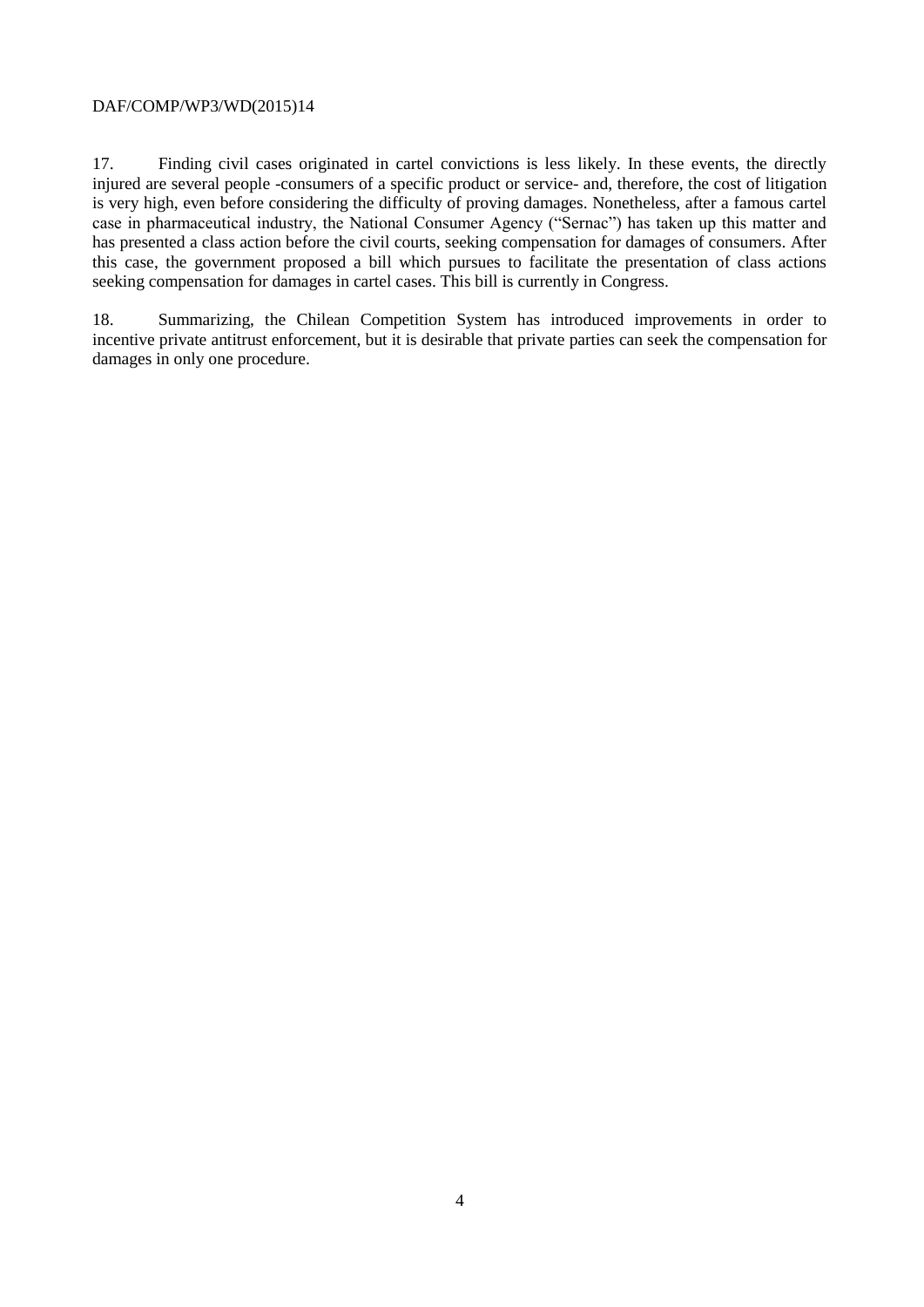17. Finding civil cases originated in cartel convictions is less likely. In these events, the directly injured are several people -consumers of a specific product or service- and, therefore, the cost of litigation is very high, even before considering the difficulty of proving damages. Nonetheless, after a famous cartel case in pharmaceutical industry, the National Consumer Agency ("Sernac") has taken up this matter and has presented a class action before the civil courts, seeking compensation for damages of consumers. After this case, the government proposed a bill which pursues to facilitate the presentation of class actions seeking compensation for damages in cartel cases. This bill is currently in Congress.

18. Summarizing, the Chilean Competition System has introduced improvements in order to incentive private antitrust enforcement, but it is desirable that private parties can seek the compensation for damages in only one procedure.